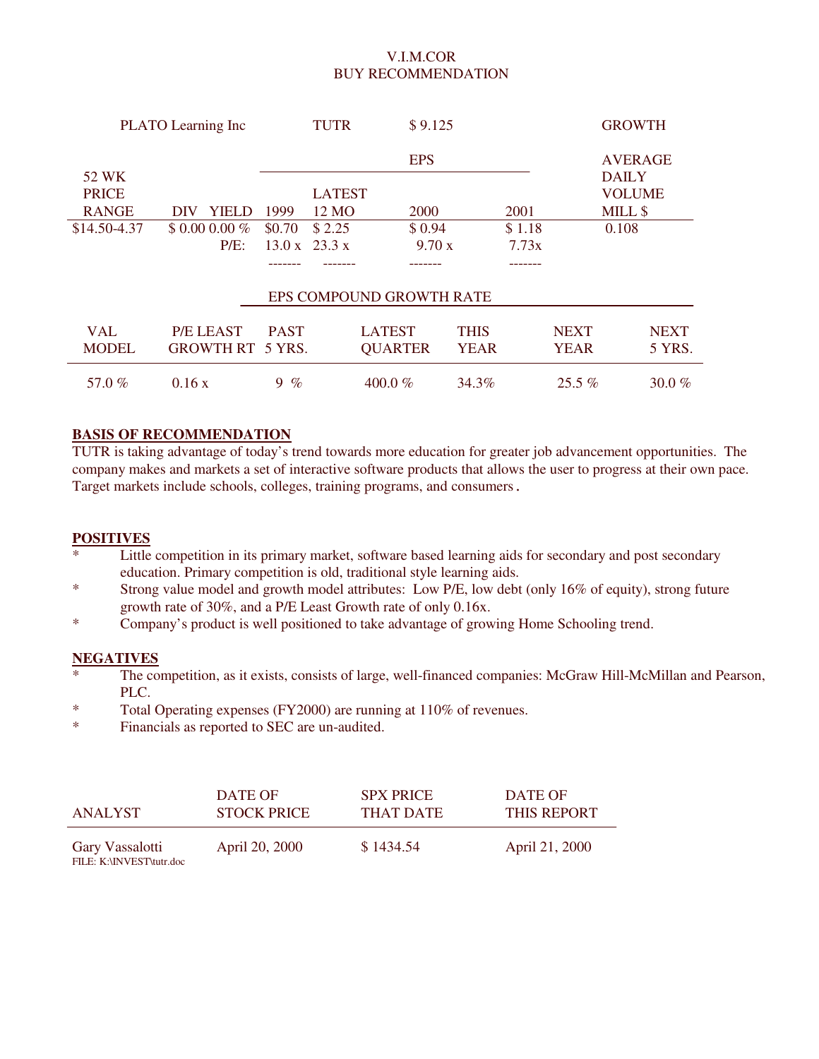# V.I.M.COR
## BUY RECOMMENDATION

| PLATO Learning Inc | | TUTR | $ 9.125 | | GROWTH |
|---|---|---|---|---|---|

| | | | | EPS | | AVERAGE DAILY VOLUME |
|---|---|---|---|---|---|---|
| 52 WK PRICE RANGE | DIV YIELD | 1999 | LATEST 12 MO | 2000 | 2001 | MILL $ |
| $14.50-4.37 | $ 0.00 0.00 % | $0.70 | $ 2.25 | $ 0.94 | $ 1.18 | 0.108 |
| | P/E: | 13.0 x | 23.3 x | 9.70 x | 7.73x | |

| | | EPS COMPOUND GROWTH RATE | | | | |
|---|---|---|---|---|---|---|
| VAL MODEL | P/E LEAST GROWTH RT | PAST 5 YRS. | LATEST QUARTER | THIS YEAR | NEXT YEAR | NEXT 5 YRS. |
| 57.0 % | 0.16 x | 9 % | 400.0 % | 34.3% | 25.5 % | 30.0 % |

**BASIS OF RECOMMENDATION**

TUTR is taking advantage of today's trend towards more education for greater job advancement opportunities. The company makes and markets a set of interactive software products that allows the user to progress at their own pace. Target markets include schools, colleges, training programs, and consumers.

**POSITIVES**

* Little competition in its primary market, software based learning aids for secondary and post secondary education. Primary competition is old, traditional style learning aids.
* Strong value model and growth model attributes: Low P/E, low debt (only 16% of equity), strong future growth rate of 30%, and a P/E Least Growth rate of only 0.16x.
* Company's product is well positioned to take advantage of growing Home Schooling trend.

**NEGATIVES**

* The competition, as it exists, consists of large, well-financed companies: McGraw Hill-McMillan and Pearson, PLC.
* Total Operating expenses (FY2000) are running at 110% of revenues.
* Financials as reported to SEC are un-audited.

| ANALYST | DATE OF STOCK PRICE | SPX PRICE THAT DATE | DATE OF THIS REPORT |
|---|---|---|---|
| Gary Vassalotti | April 20, 2000 | $ 1434.54 | April 21, 2000 |

FILE: K:\INVEST\tutr.doc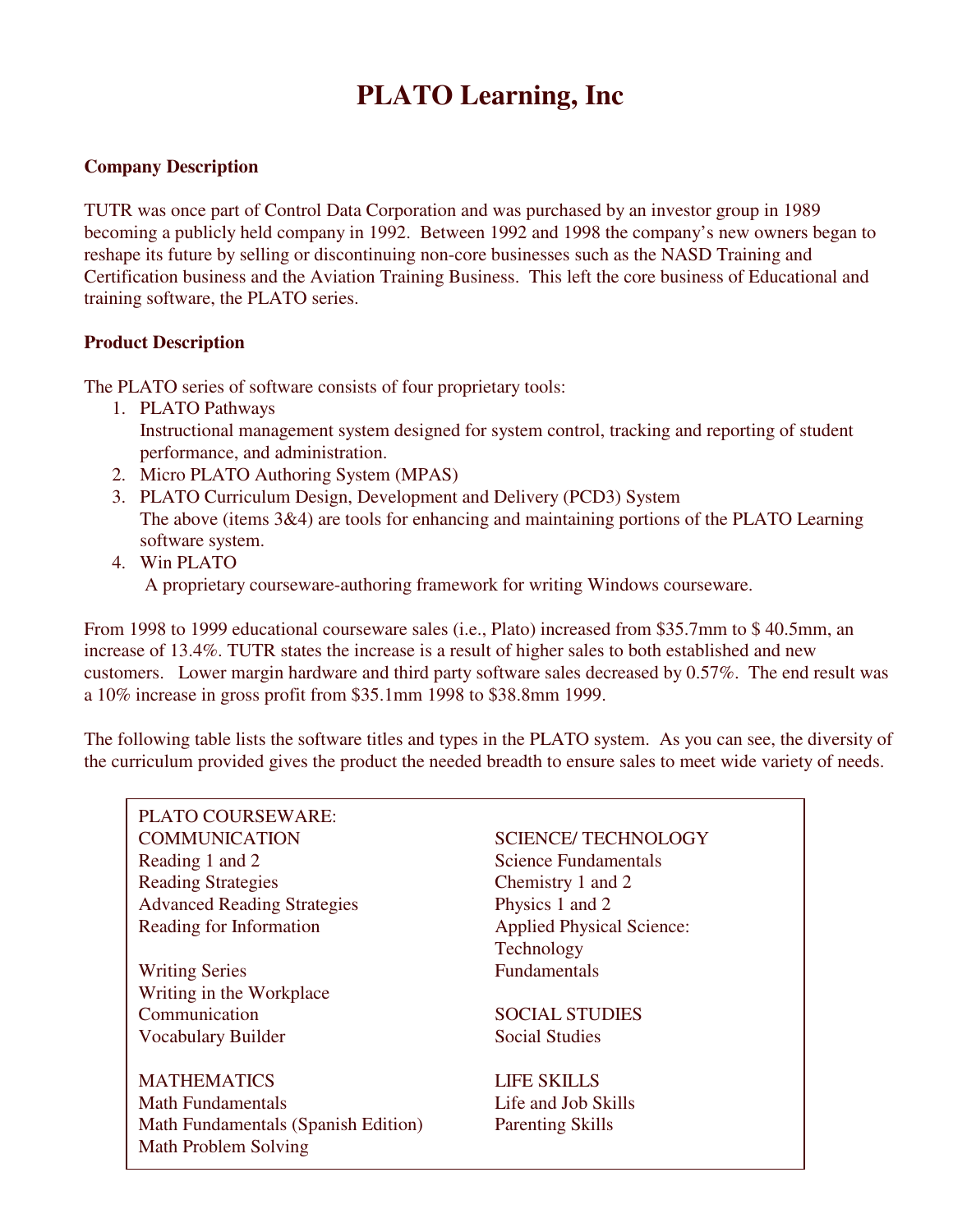# PLATO Learning, Inc

**Company Description**

TUTR was once part of Control Data Corporation and was purchased by an investor group in 1989 becoming a publicly held company in 1992. Between 1992 and 1998 the company's new owners began to reshape its future by selling or discontinuing non-core businesses such as the NASD Training and Certification business and the Aviation Training Business. This left the core business of Educational and training software, the PLATO series.

**Product Description**

The PLATO series of software consists of four proprietary tools:

1. PLATO Pathways
   Instructional management system designed for system control, tracking and reporting of student performance, and administration.
2. Micro PLATO Authoring System (MPAS)
3. PLATO Curriculum Design, Development and Delivery (PCD3) System
   The above (items 3&4) are tools for enhancing and maintaining portions of the PLATO Learning software system.
4. Win PLATO
   A proprietary courseware-authoring framework for writing Windows courseware.

From 1998 to 1999 educational courseware sales (i.e., Plato) increased from $35.7mm to $ 40.5mm, an increase of 13.4%. TUTR states the increase is a result of higher sales to both established and new customers. Lower margin hardware and third party software sales decreased by 0.57%. The end result was a 10% increase in gross profit from $35.1mm 1998 to $38.8mm 1999.

The following table lists the software titles and types in the PLATO system. As you can see, the diversity of the curriculum provided gives the product the needed breadth to ensure sales to meet wide variety of needs.

PLATO COURSEWARE:

COMMUNICATION
- Reading 1 and 2
- Reading Strategies
- Advanced Reading Strategies
- Reading for Information
- Writing Series
- Writing in the Workplace
- Communication
- Vocabulary Builder

MATHEMATICS
- Math Fundamentals
- Math Fundamentals (Spanish Edition)
- Math Problem Solving

SCIENCE/ TECHNOLOGY
- Science Fundamentals
- Chemistry 1 and 2
- Physics 1 and 2
- Applied Physical Science: Technology Fundamentals

SOCIAL STUDIES
- Social Studies

LIFE SKILLS
- Life and Job Skills
- Parenting Skills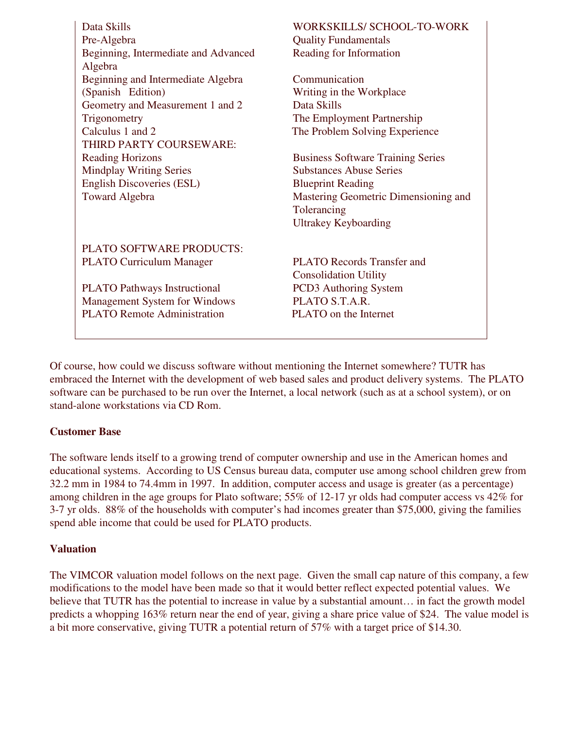Data Skills
Pre-Algebra
Beginning, Intermediate and Advanced Algebra
Beginning and Intermediate Algebra (Spanish Edition)
Geometry and Measurement 1 and 2
Trigonometry
Calculus 1 and 2

THIRD PARTY COURSEWARE:
Reading Horizons
Mindplay Writing Series
English Discoveries (ESL)
Toward Algebra

WORKSKILLS/ SCHOOL-TO-WORK
Quality Fundamentals
Reading for Information

Communication
Writing in the Workplace
Data Skills
The Employment Partnership
The Problem Solving Experience

Business Software Training Series
Substances Abuse Series
Blueprint Reading
Mastering Geometric Dimensioning and Tolerancing
Ultrakey Keyboarding

PLATO SOFTWARE PRODUCTS:
PLATO Curriculum Manager

PLATO Pathways Instructional Management System for Windows
PLATO Remote Administration

PLATO Records Transfer and Consolidation Utility
PCD3 Authoring System
PLATO S.T.A.R.
PLATO on the Internet

Of course, how could we discuss software without mentioning the Internet somewhere? TUTR has embraced the Internet with the development of web based sales and product delivery systems. The PLATO software can be purchased to be run over the Internet, a local network (such as at a school system), or on stand-alone workstations via CD Rom.

**Customer Base**

The software lends itself to a growing trend of computer ownership and use in the American homes and educational systems. According to US Census bureau data, computer use among school children grew from 32.2 mm in 1984 to 74.4mm in 1997. In addition, computer access and usage is greater (as a percentage) among children in the age groups for Plato software; 55% of 12-17 yr olds had computer access vs 42% for 3-7 yr olds. 88% of the households with computer's had incomes greater than $75,000, giving the families spend able income that could be used for PLATO products.

**Valuation**

The VIMCOR valuation model follows on the next page. Given the small cap nature of this company, a few modifications to the model have been made so that it would better reflect expected potential values. We believe that TUTR has the potential to increase in value by a substantial amount… in fact the growth model predicts a whopping 163% return near the end of year, giving a share price value of $24. The value model is a bit more conservative, giving TUTR a potential return of 57% with a target price of $14.30.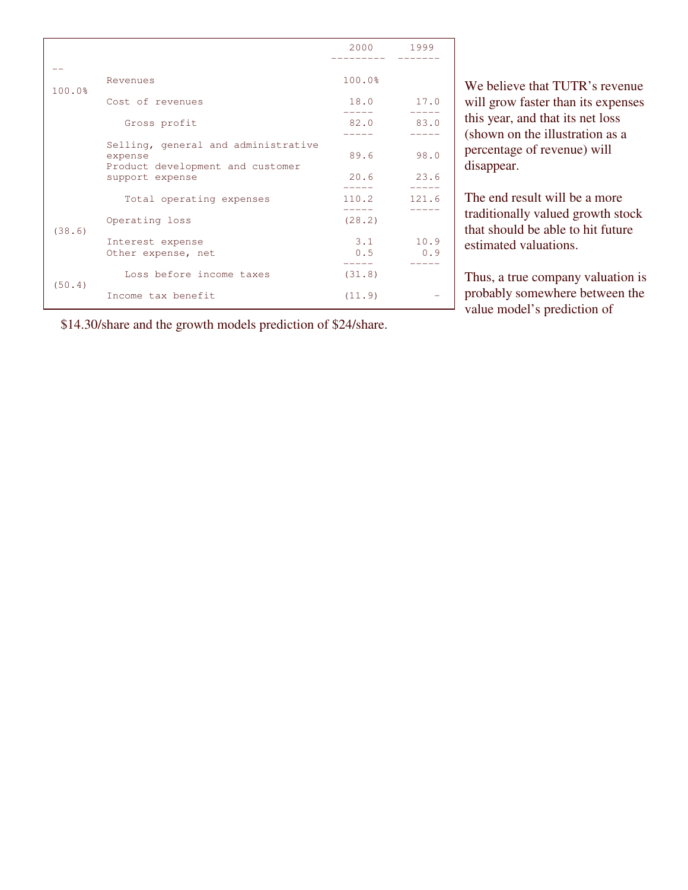| | 2000 | 1999 |
|---|---|---|
| Revenues | 100.0% | 100.0% |
| Cost of revenues | 18.0 | 17.0 |
| Gross profit | 82.0 | 83.0 |
| Selling, general and administrative expense | 89.6 | 98.0 |
| Product development and customer support expense | 20.6 | 23.6 |
| Total operating expenses | 110.2 | 121.6 |
| Operating loss | (28.2) | (38.6) |
| Interest expense | 3.1 | 10.9 |
| Other expense, net | 0.5 | 0.9 |
| Loss before income taxes | (31.8) | (50.4) |
| Income tax benefit | (11.9) | - |

We believe that TUTR's revenue will grow faster than its expenses this year, and that its net loss (shown on the illustration as a percentage of revenue) will disappear.

The end result will be a more traditionally valued growth stock that should be able to hit future estimated valuations.

Thus, a true company valuation is probably somewhere between the value model's prediction of $14.30/share and the growth models prediction of $24/share.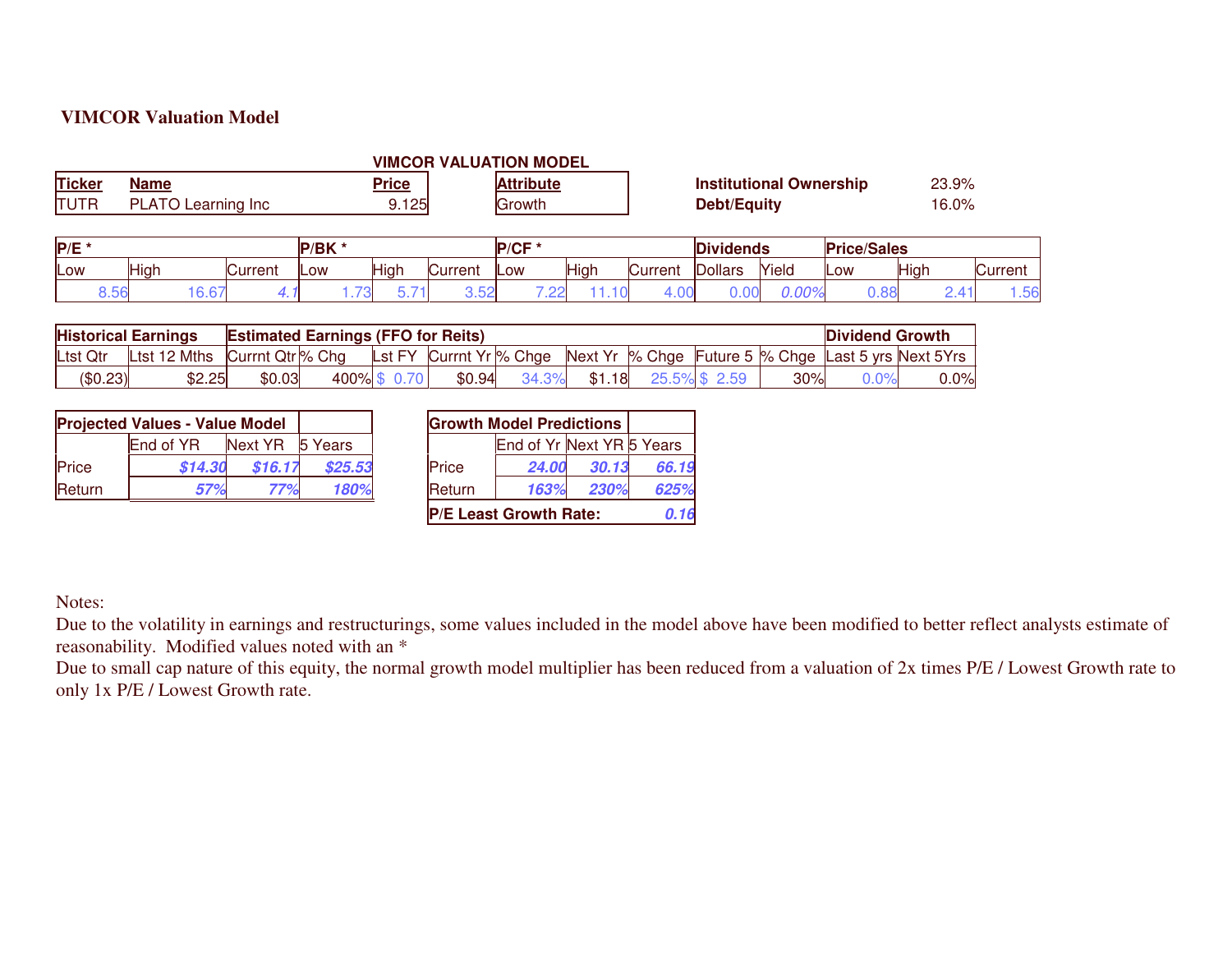# VIMCOR Valuation Model

**VIMCOR VALUATION MODEL**

| Ticker | Name | Price | Attribute |
|---|---|---|---|
| TUTR | PLATO Learning Inc | 9.125 | Growth |

**Institutional Ownership** 23.9%
**Debt/Equity** 16.0%

| P/E * | | | P/BK * | | | P/CF * | | | Dividends | | Price/Sales | | |
|---|---|---|---|---|---|---|---|---|---|---|---|---|---|
| Low | High | Current | Low | High | Current | Low | High | Current | Dollars | Yield | Low | High | Current |
| 8.56 | 16.67 | 4.1 | 1.73 | 5.71 | 3.52 | 7.22 | 11.10 | 4.00 | 0.00 | 0.00% | 0.88 | 2.41 | 1.56 |

| Historical Earnings | | Estimated Earnings (FFO for Reits) | | | | | | | | | Dividend Growth | |
|---|---|---|---|---|---|---|---|---|---|---|---|---|
| Ltst Qtr | Ltst 12 Mths | Currnt Qtr | % Chg | Lst FY | Currnt Yr | % Chge | Next Yr | % Chge | Future 5 | % Chge | Last 5 yrs | Next 5Yrs |
| ($0.23) | $2.25 | $0.03 | 400% | $ 0.70 | $0.94 | 34.3% | $1.18 | 25.5% | $ 2.59 | 30% | 0.0% | 0.0% |

| Projected Values - Value Model | | | |
|---|---|---|---|
| | End of YR | Next YR | 5 Years |
| Price | $14.30 | $16.17 | $25.53 |
| Return | 57% | 77% | 180% |

| Growth Model Predictions | | | |
|---|---|---|---|
| | End of Yr | Next YR | 5 Years |
| Price | 24.00 | 30.13 | 66.19 |
| Return | 163% | 230% | 625% |
| **P/E Least Growth Rate:** | | | 0.16 |

Notes:

Due to the volatility in earnings and restructurings, some values included in the model above have been modified to better reflect analysts estimate of reasonability. Modified values noted with an *

Due to small cap nature of this equity, the normal growth model multiplier has been reduced from a valuation of 2x times P/E / Lowest Growth rate to only 1x P/E / Lowest Growth rate.